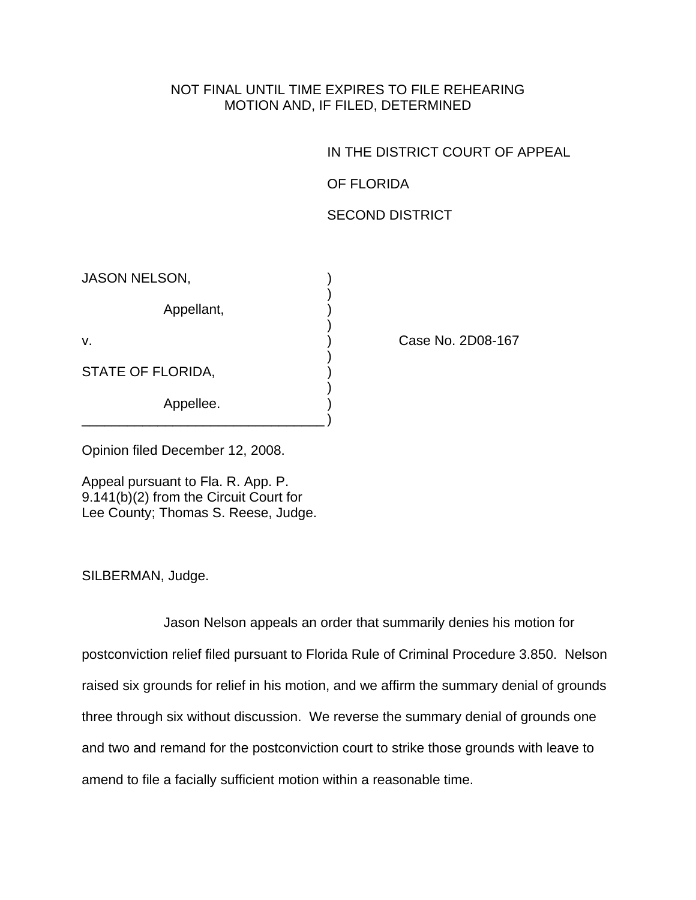NOT FINAL UNTIL TIME EXPIRES TO FILE REHEARING
MOTION AND, IF FILED, DETERMINED

IN THE DISTRICT COURT OF APPEAL

OF FLORIDA

SECOND DISTRICT

JASON NELSON,

Appellant,

v.

STATE OF FLORIDA,

Appellee.

Case No. 2D08-167

Opinion filed December 12, 2008.

Appeal pursuant to Fla. R. App. P. 9.141(b)(2) from the Circuit Court for Lee County; Thomas S. Reese, Judge.

SILBERMAN, Judge.

Jason Nelson appeals an order that summarily denies his motion for postconviction relief filed pursuant to Florida Rule of Criminal Procedure 3.850. Nelson raised six grounds for relief in his motion, and we affirm the summary denial of grounds three through six without discussion. We reverse the summary denial of grounds one and two and remand for the postconviction court to strike those grounds with leave to amend to file a facially sufficient motion within a reasonable time.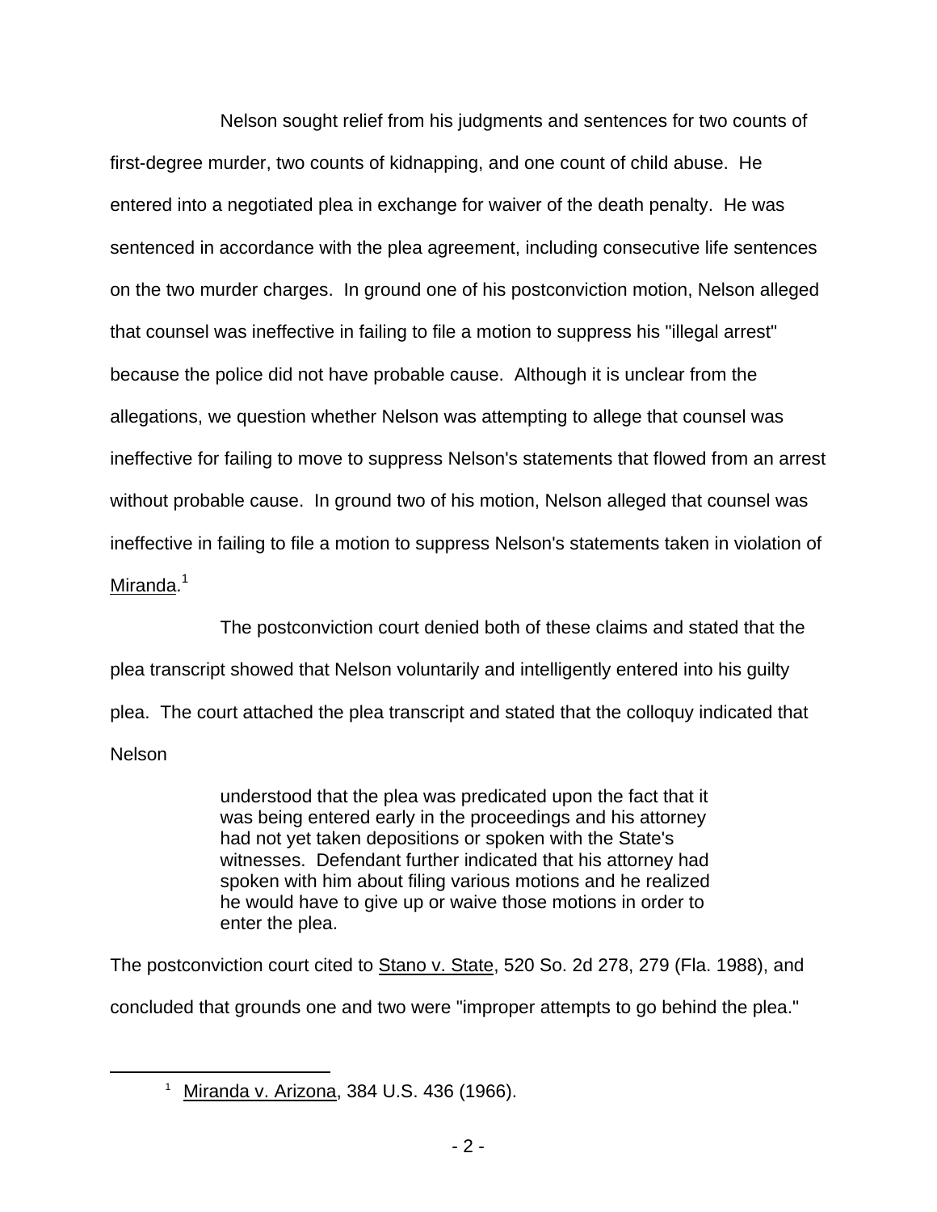Nelson sought relief from his judgments and sentences for two counts of first-degree murder, two counts of kidnapping, and one count of child abuse. He entered into a negotiated plea in exchange for waiver of the death penalty. He was sentenced in accordance with the plea agreement, including consecutive life sentences on the two murder charges. In ground one of his postconviction motion, Nelson alleged that counsel was ineffective in failing to file a motion to suppress his "illegal arrest" because the police did not have probable cause. Although it is unclear from the allegations, we question whether Nelson was attempting to allege that counsel was ineffective for failing to move to suppress Nelson's statements that flowed from an arrest without probable cause. In ground two of his motion, Nelson alleged that counsel was ineffective in failing to file a motion to suppress Nelson's statements taken in violation of Miranda.[1]

The postconviction court denied both of these claims and stated that the plea transcript showed that Nelson voluntarily and intelligently entered into his guilty plea. The court attached the plea transcript and stated that the colloquy indicated that Nelson

> understood that the plea was predicated upon the fact that it was being entered early in the proceedings and his attorney had not yet taken depositions or spoken with the State's witnesses. Defendant further indicated that his attorney had spoken with him about filing various motions and he realized he would have to give up or waive those motions in order to enter the plea.

The postconviction court cited to Stano v. State, 520 So. 2d 278, 279 (Fla. 1988), and concluded that grounds one and two were "improper attempts to go behind the plea."

---

[1] Miranda v. Arizona, 384 U.S. 436 (1966).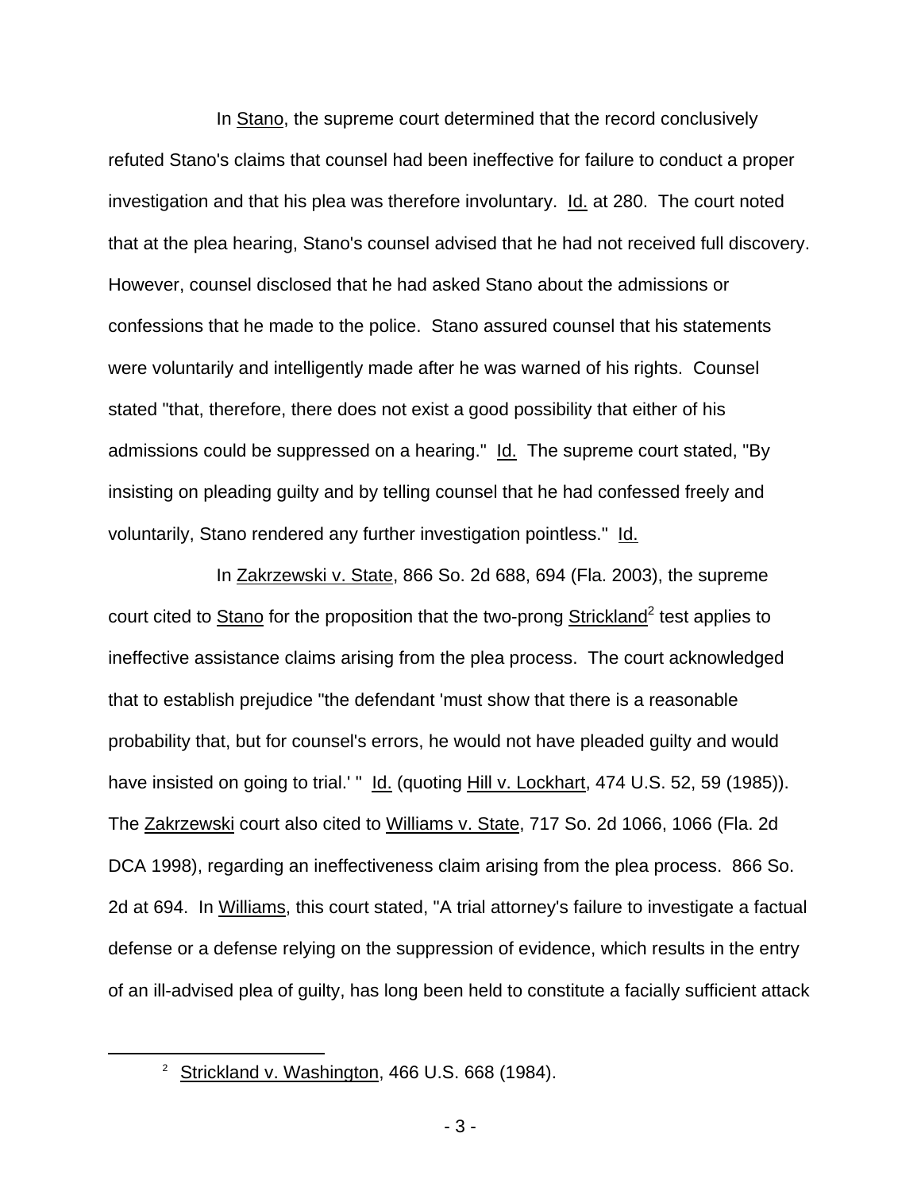In Stano, the supreme court determined that the record conclusively refuted Stano's claims that counsel had been ineffective for failure to conduct a proper investigation and that his plea was therefore involuntary. Id. at 280. The court noted that at the plea hearing, Stano's counsel advised that he had not received full discovery. However, counsel disclosed that he had asked Stano about the admissions or confessions that he made to the police. Stano assured counsel that his statements were voluntarily and intelligently made after he was warned of his rights. Counsel stated "that, therefore, there does not exist a good possibility that either of his admissions could be suppressed on a hearing." Id. The supreme court stated, "By insisting on pleading guilty and by telling counsel that he had confessed freely and voluntarily, Stano rendered any further investigation pointless." Id.

In Zakrzewski v. State, 866 So. 2d 688, 694 (Fla. 2003), the supreme court cited to Stano for the proposition that the two-prong Strickland[2] test applies to ineffective assistance claims arising from the plea process. The court acknowledged that to establish prejudice "the defendant 'must show that there is a reasonable probability that, but for counsel's errors, he would not have pleaded guilty and would have insisted on going to trial.' " Id. (quoting Hill v. Lockhart, 474 U.S. 52, 59 (1985)). The Zakrzewski court also cited to Williams v. State, 717 So. 2d 1066, 1066 (Fla. 2d DCA 1998), regarding an ineffectiveness claim arising from the plea process. 866 So. 2d at 694. In Williams, this court stated, "A trial attorney's failure to investigate a factual defense or a defense relying on the suppression of evidence, which results in the entry of an ill-advised plea of guilty, has long been held to constitute a facially sufficient attack

[2] Strickland v. Washington, 466 U.S. 668 (1984).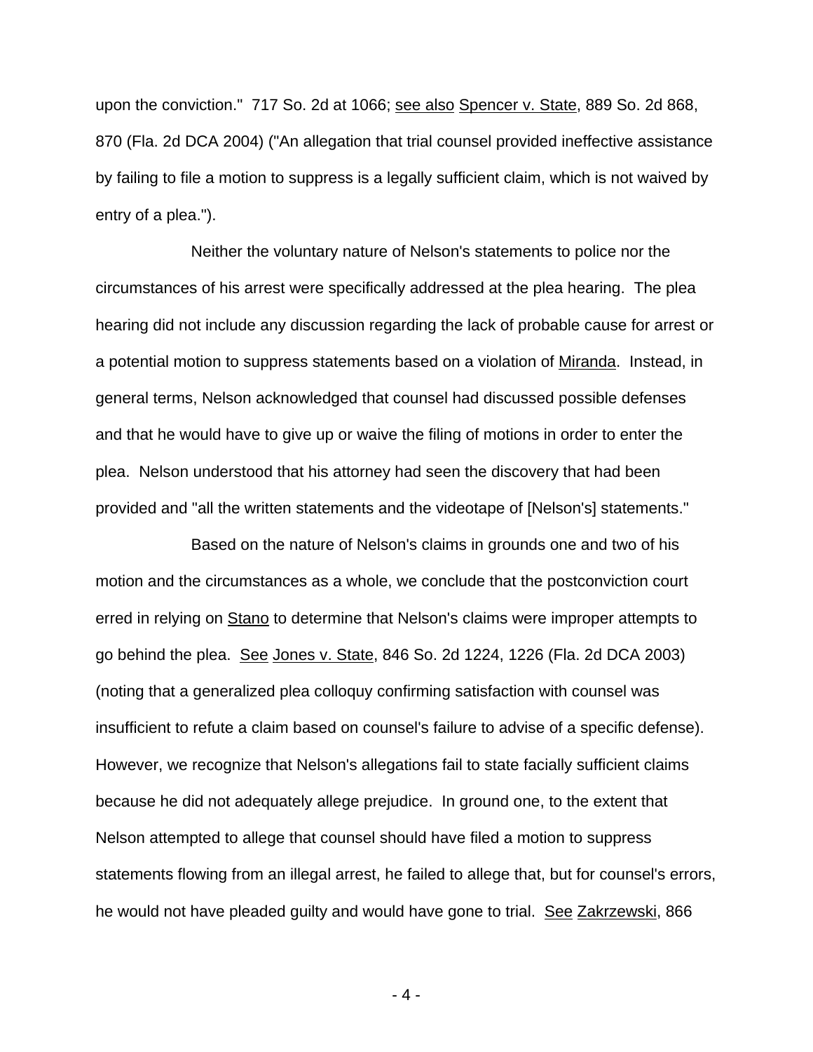upon the conviction." 717 So. 2d at 1066; see also Spencer v. State, 889 So. 2d 868, 870 (Fla. 2d DCA 2004) ("An allegation that trial counsel provided ineffective assistance by failing to file a motion to suppress is a legally sufficient claim, which is not waived by entry of a plea.").

Neither the voluntary nature of Nelson's statements to police nor the circumstances of his arrest were specifically addressed at the plea hearing. The plea hearing did not include any discussion regarding the lack of probable cause for arrest or a potential motion to suppress statements based on a violation of Miranda. Instead, in general terms, Nelson acknowledged that counsel had discussed possible defenses and that he would have to give up or waive the filing of motions in order to enter the plea. Nelson understood that his attorney had seen the discovery that had been provided and "all the written statements and the videotape of [Nelson's] statements."

Based on the nature of Nelson's claims in grounds one and two of his motion and the circumstances as a whole, we conclude that the postconviction court erred in relying on Stano to determine that Nelson's claims were improper attempts to go behind the plea. See Jones v. State, 846 So. 2d 1224, 1226 (Fla. 2d DCA 2003) (noting that a generalized plea colloquy confirming satisfaction with counsel was insufficient to refute a claim based on counsel's failure to advise of a specific defense). However, we recognize that Nelson's allegations fail to state facially sufficient claims because he did not adequately allege prejudice. In ground one, to the extent that Nelson attempted to allege that counsel should have filed a motion to suppress statements flowing from an illegal arrest, he failed to allege that, but for counsel's errors, he would not have pleaded guilty and would have gone to trial. See Zakrzewski, 866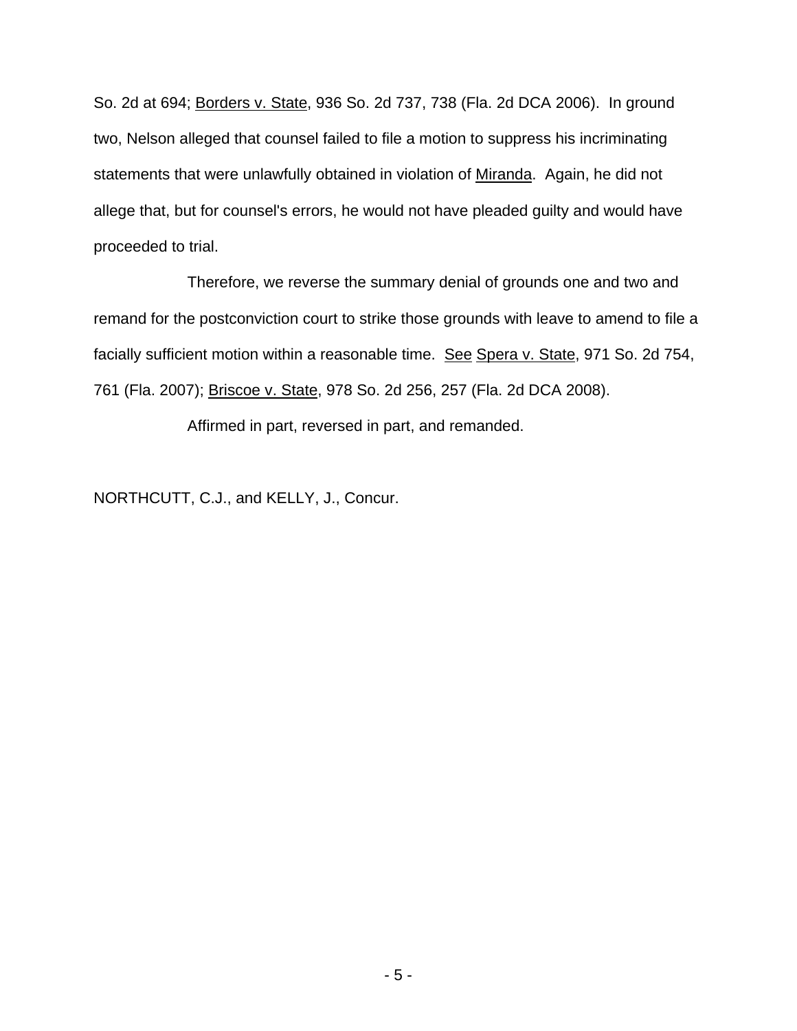So. 2d at 694; Borders v. State, 936 So. 2d 737, 738 (Fla. 2d DCA 2006). In ground two, Nelson alleged that counsel failed to file a motion to suppress his incriminating statements that were unlawfully obtained in violation of Miranda. Again, he did not allege that, but for counsel's errors, he would not have pleaded guilty and would have proceeded to trial.

Therefore, we reverse the summary denial of grounds one and two and remand for the postconviction court to strike those grounds with leave to amend to file a facially sufficient motion within a reasonable time. See Spera v. State, 971 So. 2d 754, 761 (Fla. 2007); Briscoe v. State, 978 So. 2d 256, 257 (Fla. 2d DCA 2008).

Affirmed in part, reversed in part, and remanded.

NORTHCUTT, C.J., and KELLY, J., Concur.